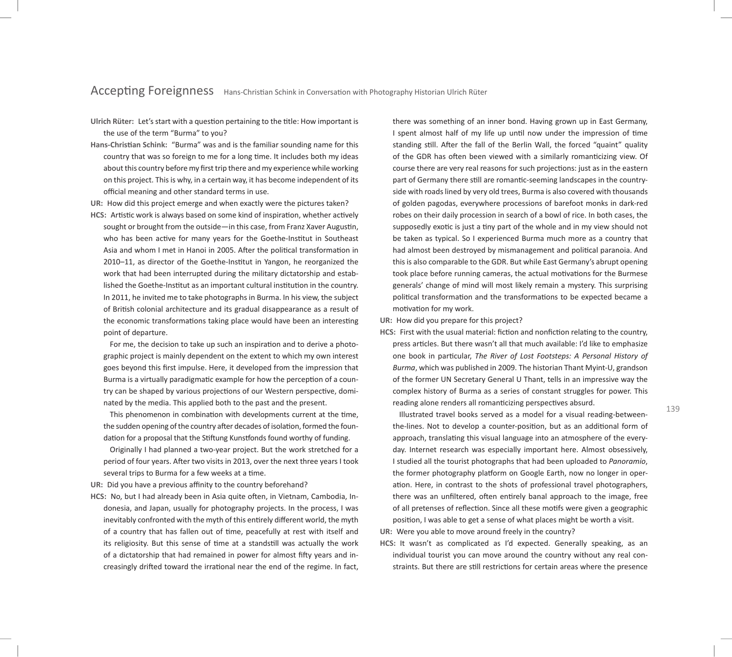# Accepting Foreignness

Hans-Christian Schink in Conversation with Photography Historian Ulrich Rüter

**Ulrich Rüter:** Let's start with a question pertaining to the title: How important is the use of the term "Burma" to you?

**Hans-Christian Schink:** "Burma" was and is the familiar sounding name for this country that was so foreign to me for a long time. It includes both my ideas about this country before my first trip there and my experience while working on this project. This is why, in a certain way, it has become independent of its official meaning and other standard terms in use.

**UR:** How did this project emerge and when exactly were the pictures taken?

**HCS:** Artistic work is always based on some kind of inspiration, whether actively sought or brought from the outside—in this case, from Franz Xaver Augustin, who has been active for many years for the Goethe-Institut in Southeast Asia and whom I met in Hanoi in 2005. After the political transformation in 2010–11, as director of the Goethe-Institut in Yangon, he reorganized the work that had been interrupted during the military dictatorship and established the Goethe-Institut as an important cultural institution in the country. In 2011, he invited me to take photographs in Burma. In his view, the subject of British colonial architecture and its gradual disappearance as a result of the economic transformations taking place would have been an interesting point of departure.

For me, the decision to take up such an inspiration and to derive a photographic project is mainly dependent on the extent to which my own interest goes beyond this first impulse. Here, it developed from the impression that Burma is a virtually paradigmatic example for how the perception of a country can be shaped by various projections of our Western perspective, dominated by the media. This applied both to the past and the present.

This phenomenon in combination with developments current at the time, the sudden opening of the country after decades of isolation, formed the foundation for a proposal that the Stiftung Kunstfonds found worthy of funding.

Originally I had planned a two-year project. But the work stretched for a period of four years. After two visits in 2013, over the next three years I took several trips to Burma for a few weeks at a time.

**UR:** Did you have a previous affinity to the country beforehand?

**HCS:** No, but I had already been in Asia quite often, in Vietnam, Cambodia, Indonesia, and Japan, usually for photography projects. In the process, I was inevitably confronted with the myth of this entirely different world, the myth of a country that has fallen out of time, peacefully at rest with itself and its religiosity. But this sense of time at a standstill was actually the work of a dictatorship that had remained in power for almost fifty years and increasingly drifted toward the irrational near the end of the regime. In fact, there was something of an inner bond. Having grown up in East Germany, I spent almost half of my life up until now under the impression of time standing still. After the fall of the Berlin Wall, the forced "quaint" quality of the GDR has often been viewed with a similarly romanticizing view. Of course there are very real reasons for such projections: just as in the eastern part of Germany there still are romantic-seeming landscapes in the countryside with roads lined by very old trees, Burma is also covered with thousands of golden pagodas, everywhere processions of barefoot monks in dark-red robes on their daily procession in search of a bowl of rice. In both cases, the supposedly exotic is just a tiny part of the whole and in my view should not be taken as typical. So I experienced Burma much more as a country that had almost been destroyed by mismanagement and political paranoia. And this is also comparable to the GDR. But while East Germany's abrupt opening took place before running cameras, the actual motivations for the Burmese generals' change of mind will most likely remain a mystery. This surprising political transformation and the transformations to be expected became a motivation for my work.

**UR:** How did you prepare for this project?

**HCS:** First with the usual material: fiction and nonfiction relating to the country, press articles. But there wasn't all that much available: I'd like to emphasize one book in particular, *The River of Lost Footsteps: A Personal History of Burma*, which was published in 2009. The historian Thant Myint-U, grandson of the former UN Secretary General U Thant, tells in an impressive way the complex history of Burma as a series of constant struggles for power. This reading alone renders all romanticizing perspectives absurd.

Illustrated travel books served as a model for a visual reading-between-the-lines. Not to develop a counter-position, but as an additional form of approach, translating this visual language into an atmosphere of the everyday. Internet research was especially important here. Almost obsessively, I studied all the tourist photographs that had been uploaded to *Panoramio*, the former photography platform on Google Earth, now no longer in operation. Here, in contrast to the shots of professional travel photographers, there was an unfiltered, often entirely banal approach to the image, free of all pretenses of reflection. Since all these motifs were given a geographic position, I was able to get a sense of what places might be worth a visit.

**UR:** Were you able to move around freely in the country?

**HCS:** It wasn't as complicated as I'd expected. Generally speaking, as an individual tourist you can move around the country without any real constraints. But there are still restrictions for certain areas where the presence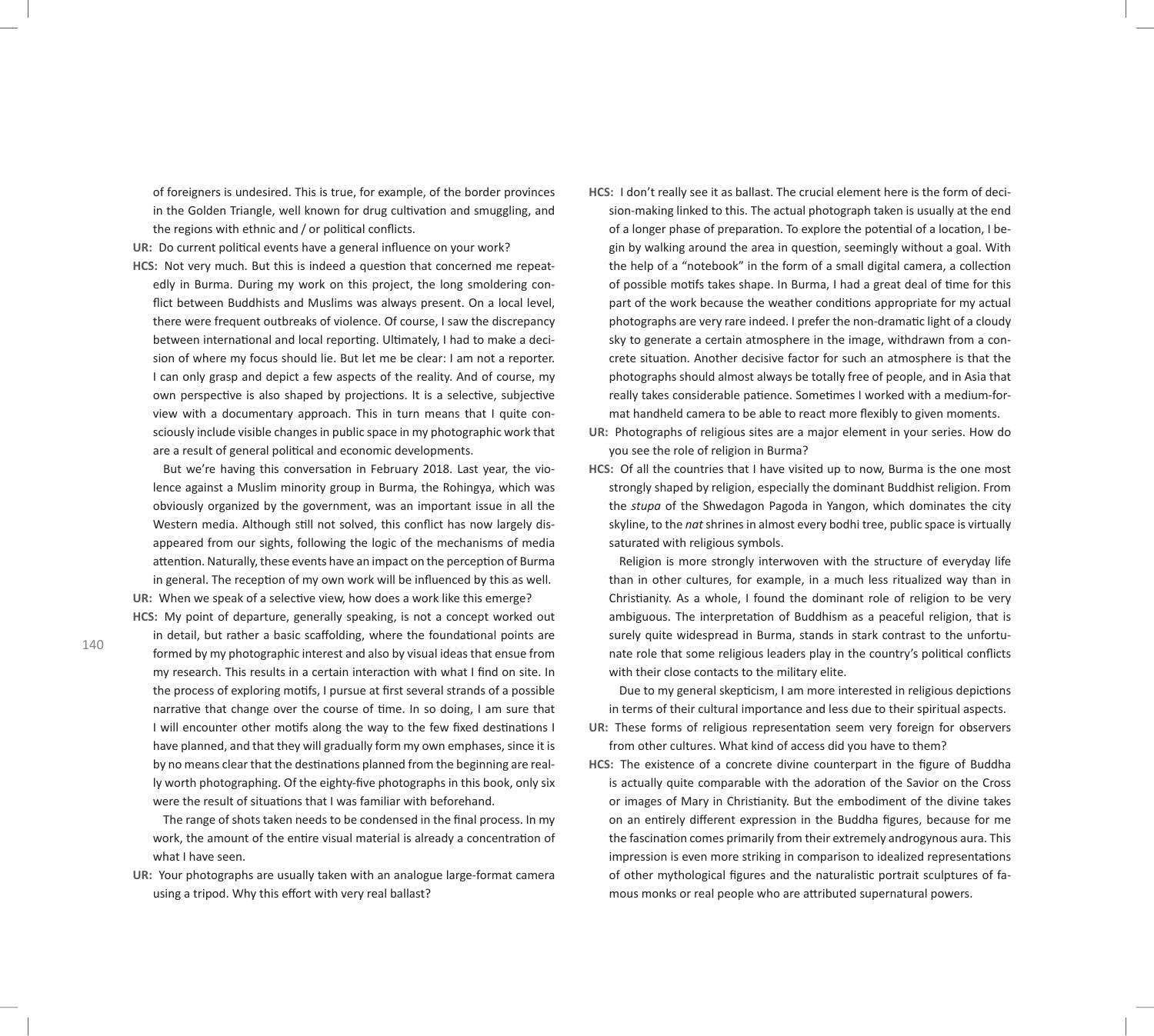of foreigners is undesired. This is true, for example, of the border provinces in the Golden Triangle, well known for drug cultivation and smuggling, and the regions with ethnic and / or political conflicts.

**UR:** Do current political events have a general influence on your work?

**HCS:** Not very much. But this is indeed a question that concerned me repeatedly in Burma. During my work on this project, the long smoldering conflict between Buddhists and Muslims was always present. On a local level, there were frequent outbreaks of violence. Of course, I saw the discrepancy between international and local reporting. Ultimately, I had to make a decision of where my focus should lie. But let me be clear: I am not a reporter. I can only grasp and depict a few aspects of the reality. And of course, my own perspective is also shaped by projections. It is a selective, subjective view with a documentary approach. This in turn means that I quite consciously include visible changes in public space in my photographic work that are a result of general political and economic developments.

But we're having this conversation in February 2018. Last year, the violence against a Muslim minority group in Burma, the Rohingya, which was obviously organized by the government, was an important issue in all the Western media. Although still not solved, this conflict has now largely disappeared from our sights, following the logic of the mechanisms of media attention. Naturally, these events have an impact on the perception of Burma in general. The reception of my own work will be influenced by this as well.

**UR:** When we speak of a selective view, how does a work like this emerge?

**HCS:** My point of departure, generally speaking, is not a concept worked out in detail, but rather a basic scaffolding, where the foundational points are formed by my photographic interest and also by visual ideas that ensue from my research. This results in a certain interaction with what I find on site. In the process of exploring motifs, I pursue at first several strands of a possible narrative that change over the course of time. In so doing, I am sure that I will encounter other motifs along the way to the few fixed destinations I have planned, and that they will gradually form my own emphases, since it is by no means clear that the destinations planned from the beginning are really worth photographing. Of the eighty-five photographs in this book, only six were the result of situations that I was familiar with beforehand.

The range of shots taken needs to be condensed in the final process. In my work, the amount of the entire visual material is already a concentration of what I have seen.

**UR:** Your photographs are usually taken with an analogue large-format camera using a tripod. Why this effort with very real ballast?

**HCS:** I don't really see it as ballast. The crucial element here is the form of decision-making linked to this. The actual photograph taken is usually at the end of a longer phase of preparation. To explore the potential of a location, I begin by walking around the area in question, seemingly without a goal. With the help of a "notebook" in the form of a small digital camera, a collection of possible motifs takes shape. In Burma, I had a great deal of time for this part of the work because the weather conditions appropriate for my actual photographs are very rare indeed. I prefer the non-dramatic light of a cloudy sky to generate a certain atmosphere in the image, withdrawn from a concrete situation. Another decisive factor for such an atmosphere is that the photographs should almost always be totally free of people, and in Asia that really takes considerable patience. Sometimes I worked with a medium-format handheld camera to be able to react more flexibly to given moments.

**UR:** Photographs of religious sites are a major element in your series. How do you see the role of religion in Burma?

**HCS:** Of all the countries that I have visited up to now, Burma is the one most strongly shaped by religion, especially the dominant Buddhist religion. From the *stupa* of the Shwedagon Pagoda in Yangon, which dominates the city skyline, to the *nat* shrines in almost every bodhi tree, public space is virtually saturated with religious symbols.

Religion is more strongly interwoven with the structure of everyday life than in other cultures, for example, in a much less ritualized way than in Christianity. As a whole, I found the dominant role of religion to be very ambiguous. The interpretation of Buddhism as a peaceful religion, that is surely quite widespread in Burma, stands in stark contrast to the unfortunate role that some religious leaders play in the country's political conflicts with their close contacts to the military elite.

Due to my general skepticism, I am more interested in religious depictions in terms of their cultural importance and less due to their spiritual aspects.

**UR:** These forms of religious representation seem very foreign for observers from other cultures. What kind of access did you have to them?

**HCS:** The existence of a concrete divine counterpart in the figure of Buddha is actually quite comparable with the adoration of the Savior on the Cross or images of Mary in Christianity. But the embodiment of the divine takes on an entirely different expression in the Buddha figures, because for me the fascination comes primarily from their extremely androgynous aura. This impression is even more striking in comparison to idealized representations of other mythological figures and the naturalistic portrait sculptures of famous monks or real people who are attributed supernatural powers.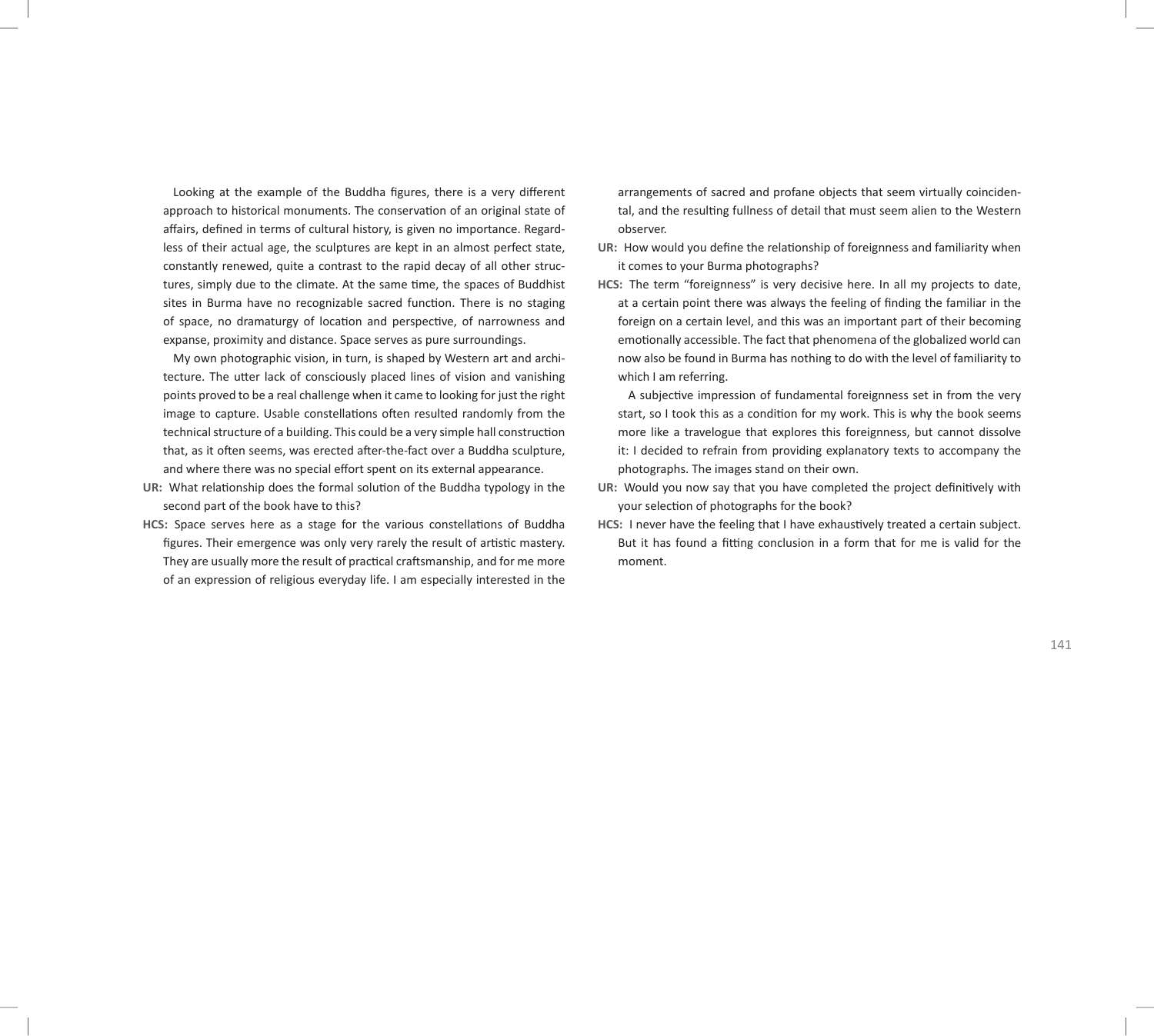Looking at the example of the Buddha figures, there is a very different approach to historical monuments. The conservation of an original state of affairs, defined in terms of cultural history, is given no importance. Regardless of their actual age, the sculptures are kept in an almost perfect state, constantly renewed, quite a contrast to the rapid decay of all other structures, simply due to the climate. At the same time, the spaces of Buddhist sites in Burma have no recognizable sacred function. There is no staging of space, no dramaturgy of location and perspective, of narrowness and expanse, proximity and distance. Space serves as pure surroundings.

My own photographic vision, in turn, is shaped by Western art and architecture. The utter lack of consciously placed lines of vision and vanishing points proved to be a real challenge when it came to looking for just the right image to capture. Usable constellations often resulted randomly from the technical structure of a building. This could be a very simple hall construction that, as it often seems, was erected after-the-fact over a Buddha sculpture, and where there was no special effort spent on its external appearance.

**UR:** What relationship does the formal solution of the Buddha typology in the second part of the book have to this?

**HCS:** Space serves here as a stage for the various constellations of Buddha figures. Their emergence was only very rarely the result of artistic mastery. They are usually more the result of practical craftsmanship, and for me more of an expression of religious everyday life. I am especially interested in the arrangements of sacred and profane objects that seem virtually coincidental, and the resulting fullness of detail that must seem alien to the Western observer.

**UR:** How would you define the relationship of foreignness and familiarity when it comes to your Burma photographs?

**HCS:** The term "foreignness" is very decisive here. In all my projects to date, at a certain point there was always the feeling of finding the familiar in the foreign on a certain level, and this was an important part of their becoming emotionally accessible. The fact that phenomena of the globalized world can now also be found in Burma has nothing to do with the level of familiarity to which I am referring.

A subjective impression of fundamental foreignness set in from the very start, so I took this as a condition for my work. This is why the book seems more like a travelogue that explores this foreignness, but cannot dissolve it: I decided to refrain from providing explanatory texts to accompany the photographs. The images stand on their own.

**UR:** Would you now say that you have completed the project definitively with your selection of photographs for the book?

**HCS:** I never have the feeling that I have exhaustively treated a certain subject. But it has found a fitting conclusion in a form that for me is valid for the moment.